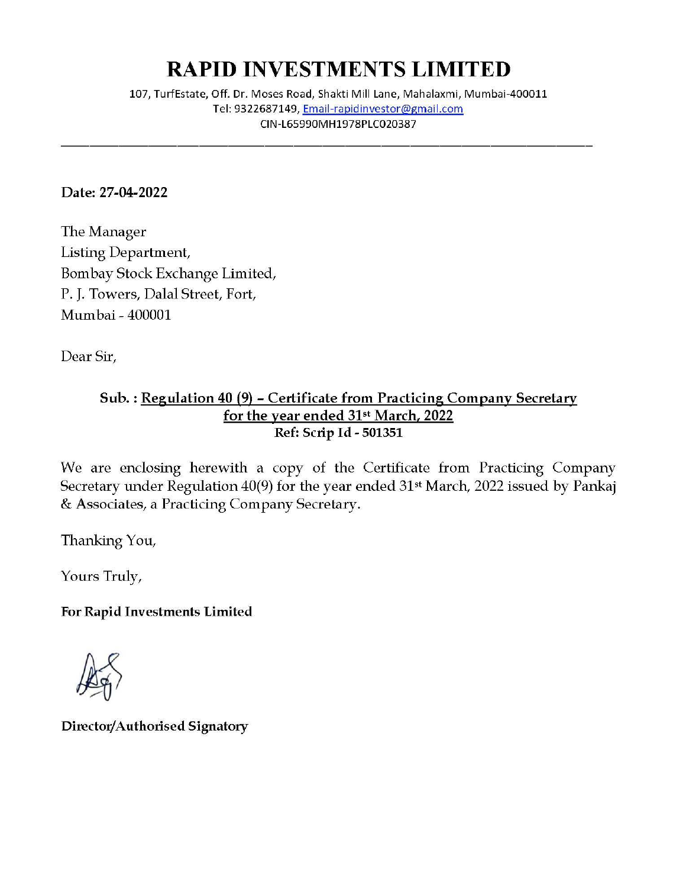# RAPID INVESTMENTS LIMITED

107, TurfEstate, Off. Dr. Moses Road, Shakti Mill Lane, Mahalaxmi, Mumbai-400011
Tel: 9322687149, Email-rapidinvestor@gmail.com
CIN-L65990MH1978PLC020387

---

**Date: 27-04-2022**

The Manager
Listing Department,
Bombay Stock Exchange Limited,
P. J. Towers, Dalal Street, Fort,
Mumbai - 400001

Dear Sir,

**Sub. : Regulation 40 (9) – Certificate from Practicing Company Secretary for the year ended 31st March, 2022**
**Ref: Scrip Id - 501351**

We are enclosing herewith a copy of the Certificate from Practicing Company Secretary under Regulation 40(9) for the year ended 31st March, 2022 issued by Pankaj & Associates, a Practicing Company Secretary.

Thanking You,

Yours Truly,

**For Rapid Investments Limited**

**Director/Authorised Signatory**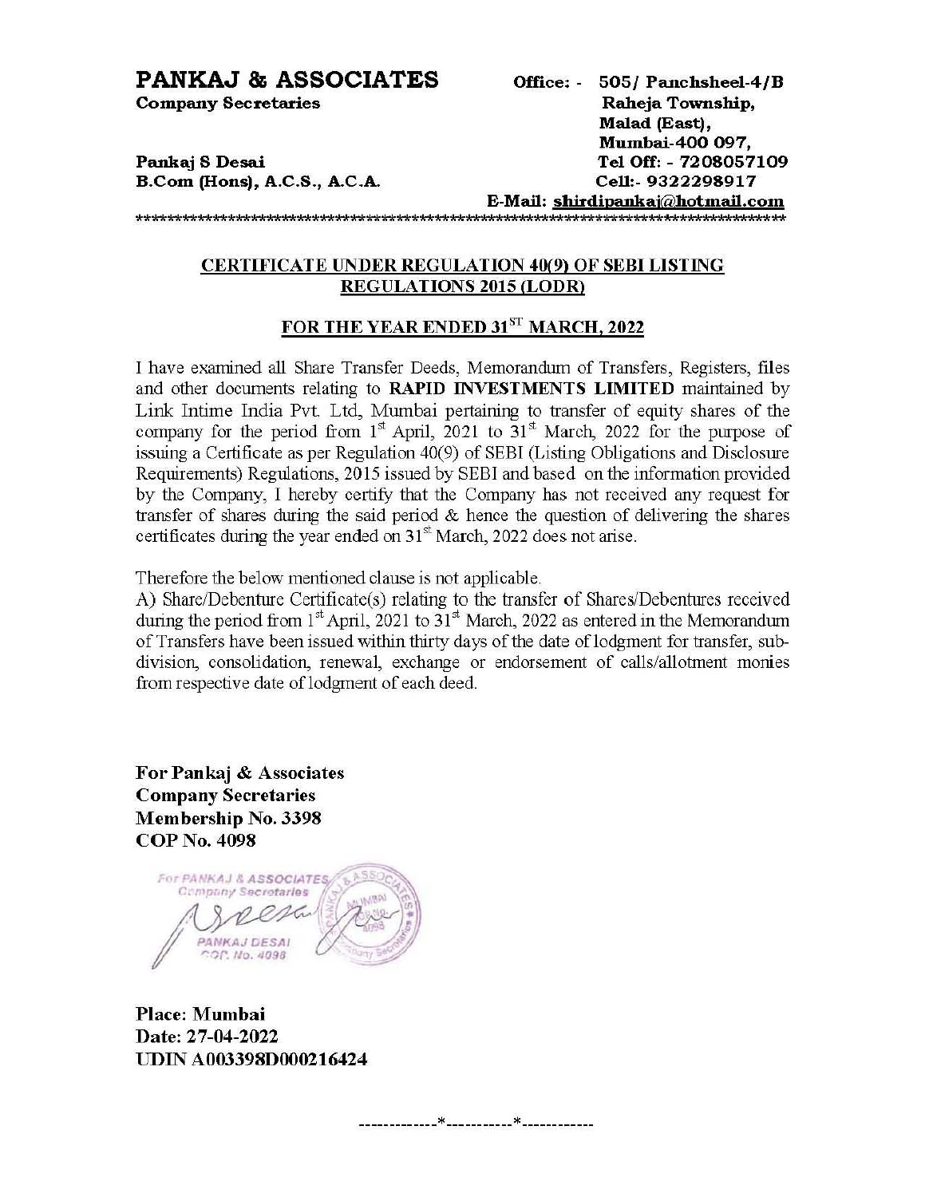**PANKAJ & ASSOCIATES**
**Company Secretaries**

**Pankaj S Desai**
**B.Com (Hons), A.C.S., A.C.A.**

**Office: - 505/ Panchsheel-4/B**
**Raheja Township,**
**Malad (East),**
**Mumbai-400 097,**
**Tel Off: - 7208057109**
**Cell:- 9322298917**
**E-Mail: shirdipankaj@hotmail.com**

*******************************************************************************************

## CERTIFICATE UNDER REGULATION 40(9) OF SEBI LISTING REGULATIONS 2015 (LODR)

## FOR THE YEAR ENDED 31ST MARCH, 2022

I have examined all Share Transfer Deeds, Memorandum of Transfers, Registers, files and other documents relating to **RAPID INVESTMENTS LIMITED** maintained by Link Intime India Pvt. Ltd, Mumbai pertaining to transfer of equity shares of the company for the period from 1st April, 2021 to 31st March, 2022 for the purpose of issuing a Certificate as per Regulation 40(9) of SEBI (Listing Obligations and Disclosure Requirements) Regulations, 2015 issued by SEBI and based on the information provided by the Company, I hereby certify that the Company has not received any request for transfer of shares during the said period & hence the question of delivering the shares certificates during the year ended on 31st March, 2022 does not arise.

Therefore the below mentioned clause is not applicable.

A) Share/Debenture Certificate(s) relating to the transfer of Shares/Debentures received during the period from 1st April, 2021 to 31st March, 2022 as entered in the Memorandum of Transfers have been issued within thirty days of the date of lodgment for transfer, sub-division, consolidation, renewal, exchange or endorsement of calls/allotment monies from respective date of lodgment of each deed.

**For Pankaj & Associates**
**Company Secretaries**
**Membership No. 3398**
**COP No. 4098**

For PANKAJ & ASSOCIATES
Company Secretaries
PANKAJ DESAI
COP. No. 4098

**Place: Mumbai**
**Date: 27-04-2022**
**UDIN A003398D000216424**

-------------*-----------*------------